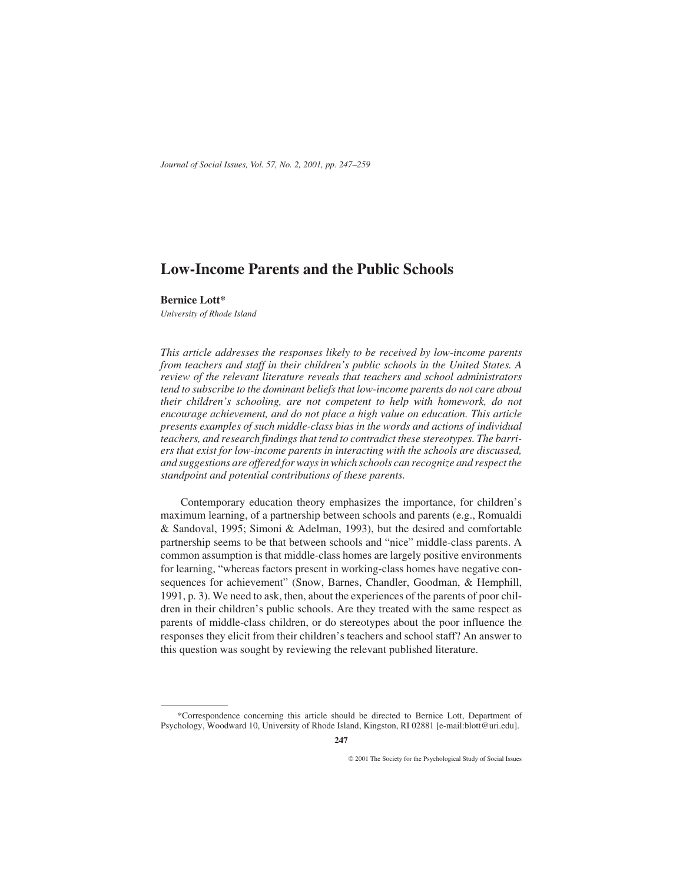# Low-Income Parents and the Public Schools

**Bernice Lott***

*University of Rhode Island*

*This article addresses the responses likely to be received by low-income parents from teachers and staff in their children's public schools in the United States. A review of the relevant literature reveals that teachers and school administrators tend to subscribe to the dominant beliefs that low-income parents do not care about their children's schooling, are not competent to help with homework, do not encourage achievement, and do not place a high value on education. This article presents examples of such middle-class bias in the words and actions of individual teachers, and research findings that tend to contradict these stereotypes. The barriers that exist for low-income parents in interacting with the schools are discussed, and suggestions are offered for ways in which schools can recognize and respect the standpoint and potential contributions of these parents.*

Contemporary education theory emphasizes the importance, for children's maximum learning, of a partnership between schools and parents (e.g., Romualdi & Sandoval, 1995; Simoni & Adelman, 1993), but the desired and comfortable partnership seems to be that between schools and "nice" middle-class parents. A common assumption is that middle-class homes are largely positive environments for learning, "whereas factors present in working-class homes have negative consequences for achievement" (Snow, Barnes, Chandler, Goodman, & Hemphill, 1991, p. 3). We need to ask, then, about the experiences of the parents of poor children in their children's public schools. Are they treated with the same respect as parents of middle-class children, or do stereotypes about the poor influence the responses they elicit from their children's teachers and school staff? An answer to this question was sought by reviewing the relevant published literature.

*Correspondence concerning this article should be directed to Bernice Lott, Department of Psychology, Woodward 10, University of Rhode Island, Kingston, RI 02881 [e-mail:blott@uri.edu].

© 2001 The Society for the Psychological Study of Social Issues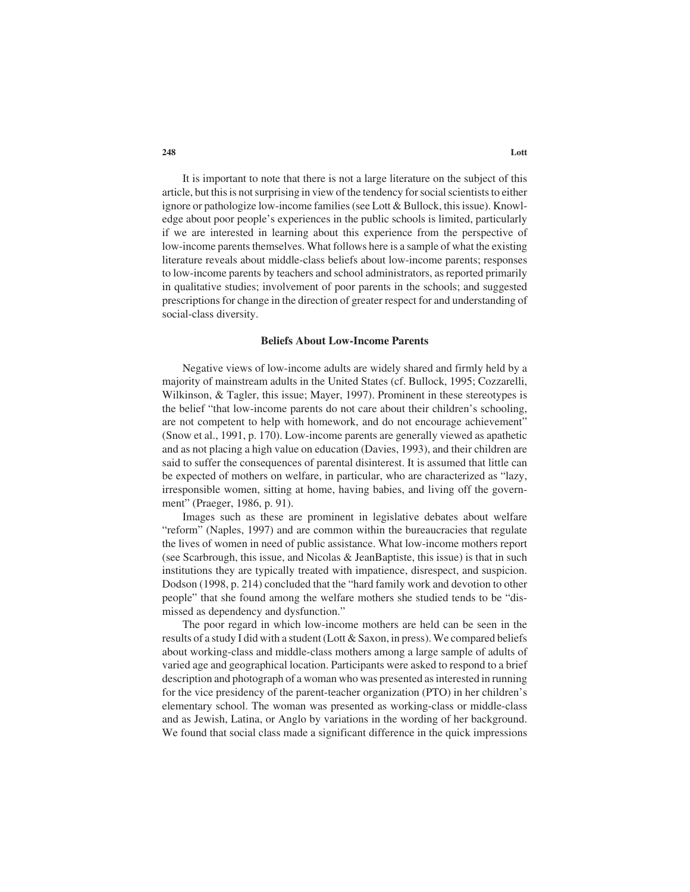It is important to note that there is not a large literature on the subject of this article, but this is not surprising in view of the tendency for social scientists to either ignore or pathologize low-income families (see Lott & Bullock, this issue). Knowledge about poor people's experiences in the public schools is limited, particularly if we are interested in learning about this experience from the perspective of low-income parents themselves. What follows here is a sample of what the existing literature reveals about middle-class beliefs about low-income parents; responses to low-income parents by teachers and school administrators, as reported primarily in qualitative studies; involvement of poor parents in the schools; and suggested prescriptions for change in the direction of greater respect for and understanding of social-class diversity.

## Beliefs About Low-Income Parents

Negative views of low-income adults are widely shared and firmly held by a majority of mainstream adults in the United States (cf. Bullock, 1995; Cozzarelli, Wilkinson, & Tagler, this issue; Mayer, 1997). Prominent in these stereotypes is the belief "that low-income parents do not care about their children's schooling, are not competent to help with homework, and do not encourage achievement" (Snow et al., 1991, p. 170). Low-income parents are generally viewed as apathetic and as not placing a high value on education (Davies, 1993), and their children are said to suffer the consequences of parental disinterest. It is assumed that little can be expected of mothers on welfare, in particular, who are characterized as "lazy, irresponsible women, sitting at home, having babies, and living off the government" (Praeger, 1986, p. 91).

Images such as these are prominent in legislative debates about welfare "reform" (Naples, 1997) and are common within the bureaucracies that regulate the lives of women in need of public assistance. What low-income mothers report (see Scarbrough, this issue, and Nicolas & JeanBaptiste, this issue) is that in such institutions they are typically treated with impatience, disrespect, and suspicion. Dodson (1998, p. 214) concluded that the "hard family work and devotion to other people" that she found among the welfare mothers she studied tends to be "dismissed as dependency and dysfunction."

The poor regard in which low-income mothers are held can be seen in the results of a study I did with a student (Lott & Saxon, in press). We compared beliefs about working-class and middle-class mothers among a large sample of adults of varied age and geographical location. Participants were asked to respond to a brief description and photograph of a woman who was presented as interested in running for the vice presidency of the parent-teacher organization (PTO) in her children's elementary school. The woman was presented as working-class or middle-class and as Jewish, Latina, or Anglo by variations in the wording of her background. We found that social class made a significant difference in the quick impressions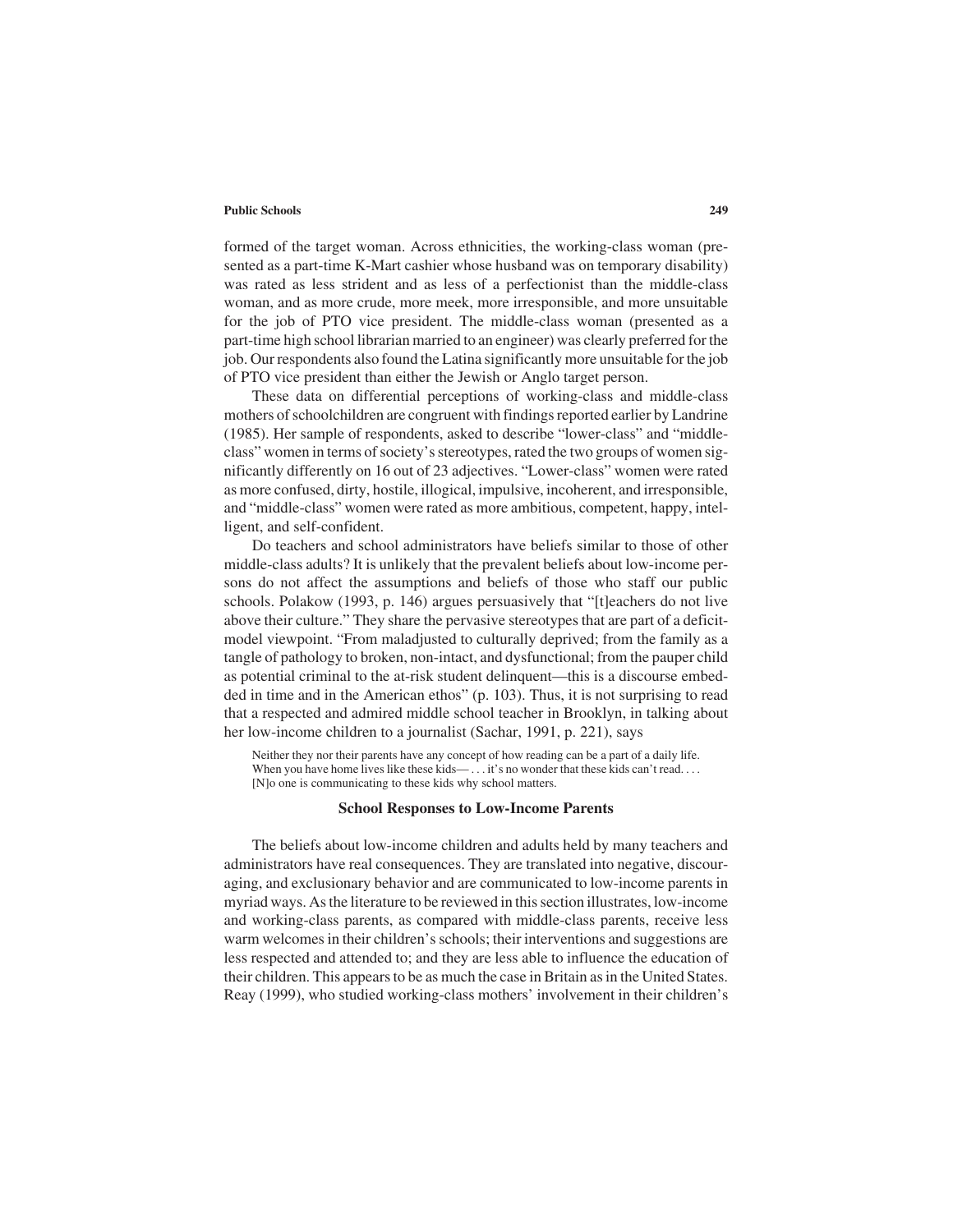formed of the target woman. Across ethnicities, the working-class woman (presented as a part-time K-Mart cashier whose husband was on temporary disability) was rated as less strident and as less of a perfectionist than the middle-class woman, and as more crude, more meek, more irresponsible, and more unsuitable for the job of PTO vice president. The middle-class woman (presented as a part-time high school librarian married to an engineer) was clearly preferred for the job. Our respondents also found the Latina significantly more unsuitable for the job of PTO vice president than either the Jewish or Anglo target person.

These data on differential perceptions of working-class and middle-class mothers of schoolchildren are congruent with findings reported earlier by Landrine (1985). Her sample of respondents, asked to describe "lower-class" and "middle-class" women in terms of society's stereotypes, rated the two groups of women significantly differently on 16 out of 23 adjectives. "Lower-class" women were rated as more confused, dirty, hostile, illogical, impulsive, incoherent, and irresponsible, and "middle-class" women were rated as more ambitious, competent, happy, intelligent, and self-confident.

Do teachers and school administrators have beliefs similar to those of other middle-class adults? It is unlikely that the prevalent beliefs about low-income persons do not affect the assumptions and beliefs of those who staff our public schools. Polakow (1993, p. 146) argues persuasively that "[t]eachers do not live above their culture." They share the pervasive stereotypes that are part of a deficit-model viewpoint. "From maladjusted to culturally deprived; from the family as a tangle of pathology to broken, non-intact, and dysfunctional; from the pauper child as potential criminal to the at-risk student delinquent—this is a discourse embedded in time and in the American ethos" (p. 103). Thus, it is not surprising to read that a respected and admired middle school teacher in Brooklyn, in talking about her low-income children to a journalist (Sachar, 1991, p. 221), says

> Neither they nor their parents have any concept of how reading can be a part of a daily life. When you have home lives like these kids— . . . it's no wonder that these kids can't read. . . . [N]o one is communicating to these kids why school matters.

### School Responses to Low-Income Parents

The beliefs about low-income children and adults held by many teachers and administrators have real consequences. They are translated into negative, discouraging, and exclusionary behavior and are communicated to low-income parents in myriad ways. As the literature to be reviewed in this section illustrates, low-income and working-class parents, as compared with middle-class parents, receive less warm welcomes in their children's schools; their interventions and suggestions are less respected and attended to; and they are less able to influence the education of their children. This appears to be as much the case in Britain as in the United States. Reay (1999), who studied working-class mothers' involvement in their children's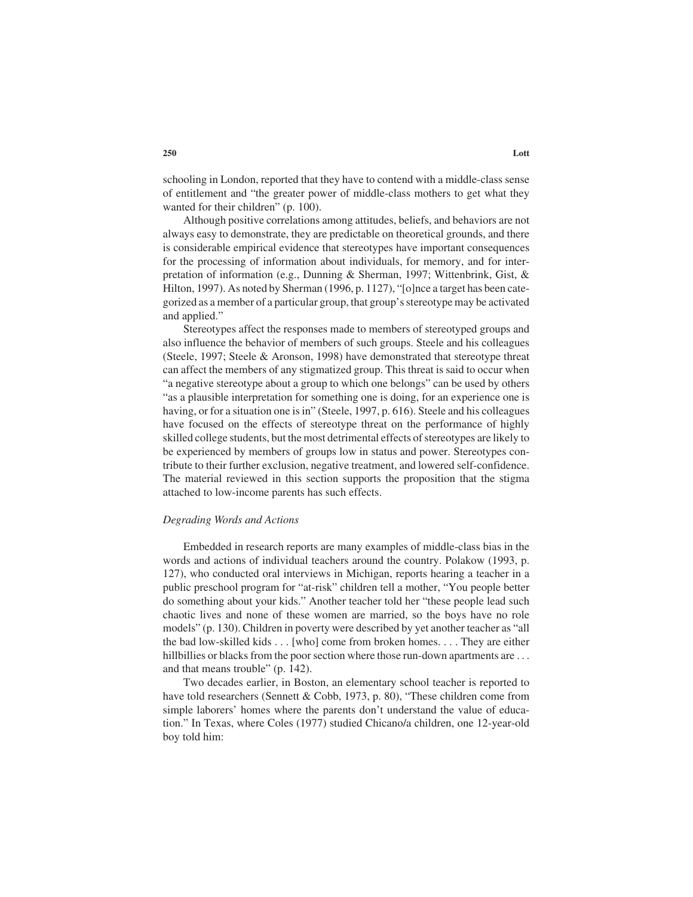schooling in London, reported that they have to contend with a middle-class sense of entitlement and "the greater power of middle-class mothers to get what they wanted for their children" (p. 100).

Although positive correlations among attitudes, beliefs, and behaviors are not always easy to demonstrate, they are predictable on theoretical grounds, and there is considerable empirical evidence that stereotypes have important consequences for the processing of information about individuals, for memory, and for interpretation of information (e.g., Dunning & Sherman, 1997; Wittenbrink, Gist, & Hilton, 1997). As noted by Sherman (1996, p. 1127), "[o]nce a target has been categorized as a member of a particular group, that group's stereotype may be activated and applied."

Stereotypes affect the responses made to members of stereotyped groups and also influence the behavior of members of such groups. Steele and his colleagues (Steele, 1997; Steele & Aronson, 1998) have demonstrated that stereotype threat can affect the members of any stigmatized group. This threat is said to occur when "a negative stereotype about a group to which one belongs" can be used by others "as a plausible interpretation for something one is doing, for an experience one is having, or for a situation one is in" (Steele, 1997, p. 616). Steele and his colleagues have focused on the effects of stereotype threat on the performance of highly skilled college students, but the most detrimental effects of stereotypes are likely to be experienced by members of groups low in status and power. Stereotypes contribute to their further exclusion, negative treatment, and lowered self-confidence. The material reviewed in this section supports the proposition that the stigma attached to low-income parents has such effects.

*Degrading Words and Actions*

Embedded in research reports are many examples of middle-class bias in the words and actions of individual teachers around the country. Polakow (1993, p. 127), who conducted oral interviews in Michigan, reports hearing a teacher in a public preschool program for "at-risk" children tell a mother, "You people better do something about your kids." Another teacher told her "these people lead such chaotic lives and none of these women are married, so the boys have no role models" (p. 130). Children in poverty were described by yet another teacher as "all the bad low-skilled kids . . . [who] come from broken homes. . . . They are either hillbillies or blacks from the poor section where those run-down apartments are . . . and that means trouble" (p. 142).

Two decades earlier, in Boston, an elementary school teacher is reported to have told researchers (Sennett & Cobb, 1973, p. 80), "These children come from simple laborers' homes where the parents don't understand the value of education." In Texas, where Coles (1977) studied Chicano/a children, one 12-year-old boy told him: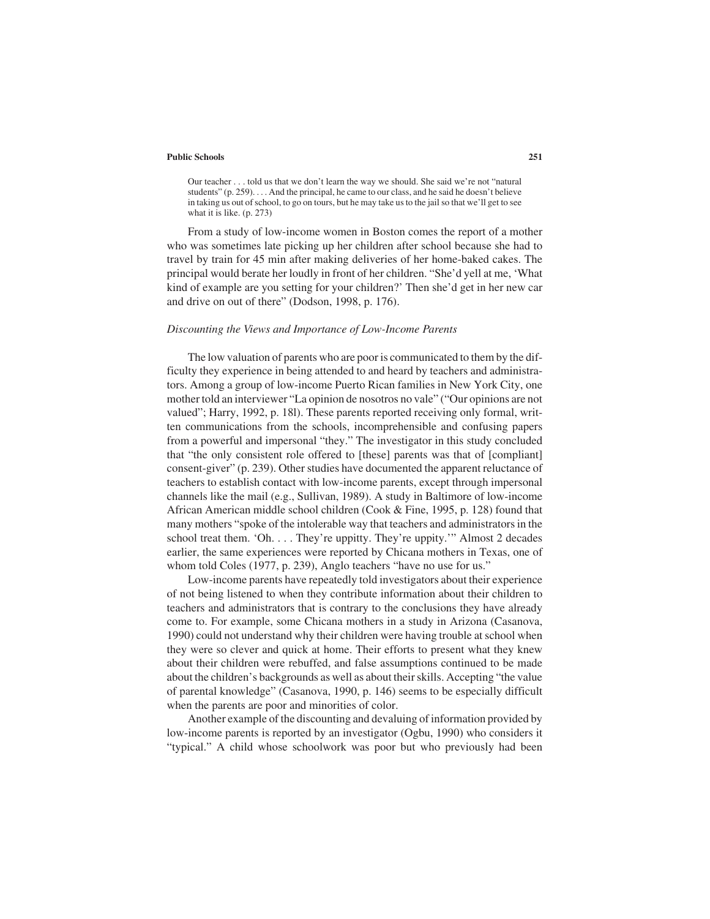> Our teacher . . . told us that we don't learn the way we should. She said we're not "natural students" (p. 259). . . . And the principal, he came to our class, and he said he doesn't believe in taking us out of school, to go on tours, but he may take us to the jail so that we'll get to see what it is like. (p. 273)

From a study of low-income women in Boston comes the report of a mother who was sometimes late picking up her children after school because she had to travel by train for 45 min after making deliveries of her home-baked cakes. The principal would berate her loudly in front of her children. "She'd yell at me, 'What kind of example are you setting for your children?' Then she'd get in her new car and drive on out of there" (Dodson, 1998, p. 176).

### *Discounting the Views and Importance of Low-Income Parents*

The low valuation of parents who are poor is communicated to them by the difficulty they experience in being attended to and heard by teachers and administrators. Among a group of low-income Puerto Rican families in New York City, one mother told an interviewer "La opinion de nosotros no vale" ("Our opinions are not valued"; Harry, 1992, p. 18l). These parents reported receiving only formal, written communications from the schools, incomprehensible and confusing papers from a powerful and impersonal "they." The investigator in this study concluded that "the only consistent role offered to [these] parents was that of [compliant] consent-giver" (p. 239). Other studies have documented the apparent reluctance of teachers to establish contact with low-income parents, except through impersonal channels like the mail (e.g., Sullivan, 1989). A study in Baltimore of low-income African American middle school children (Cook & Fine, 1995, p. 128) found that many mothers "spoke of the intolerable way that teachers and administrators in the school treat them. 'Oh. . . . They're uppitty. They're uppity.'" Almost 2 decades earlier, the same experiences were reported by Chicana mothers in Texas, one of whom told Coles (1977, p. 239), Anglo teachers "have no use for us."

Low-income parents have repeatedly told investigators about their experience of not being listened to when they contribute information about their children to teachers and administrators that is contrary to the conclusions they have already come to. For example, some Chicana mothers in a study in Arizona (Casanova, 1990) could not understand why their children were having trouble at school when they were so clever and quick at home. Their efforts to present what they knew about their children were rebuffed, and false assumptions continued to be made about the children's backgrounds as well as about their skills. Accepting "the value of parental knowledge" (Casanova, 1990, p. 146) seems to be especially difficult when the parents are poor and minorities of color.

Another example of the discounting and devaluing of information provided by low-income parents is reported by an investigator (Ogbu, 1990) who considers it "typical." A child whose schoolwork was poor but who previously had been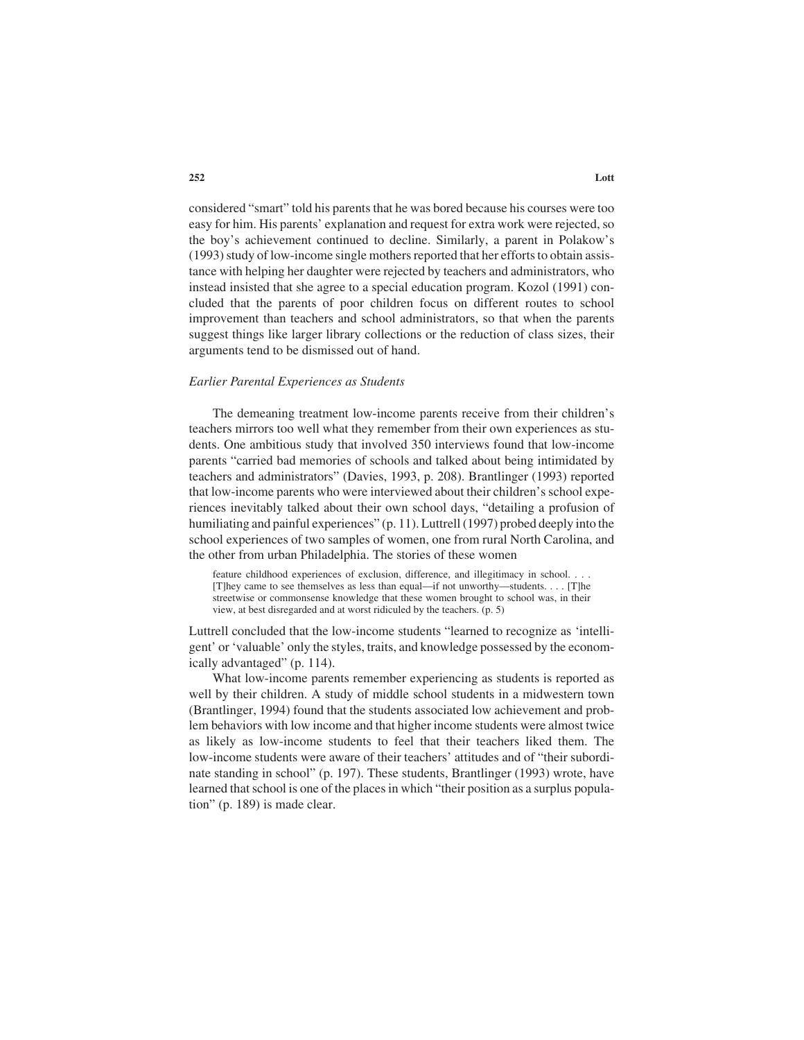considered "smart" told his parents that he was bored because his courses were too easy for him. His parents' explanation and request for extra work were rejected, so the boy's achievement continued to decline. Similarly, a parent in Polakow's (1993) study of low-income single mothers reported that her efforts to obtain assistance with helping her daughter were rejected by teachers and administrators, who instead insisted that she agree to a special education program. Kozol (1991) concluded that the parents of poor children focus on different routes to school improvement than teachers and school administrators, so that when the parents suggest things like larger library collections or the reduction of class sizes, their arguments tend to be dismissed out of hand.

### *Earlier Parental Experiences as Students*

The demeaning treatment low-income parents receive from their children's teachers mirrors too well what they remember from their own experiences as students. One ambitious study that involved 350 interviews found that low-income parents "carried bad memories of schools and talked about being intimidated by teachers and administrators" (Davies, 1993, p. 208). Brantlinger (1993) reported that low-income parents who were interviewed about their children's school experiences inevitably talked about their own school days, "detailing a profusion of humiliating and painful experiences" (p. 11). Luttrell (1997) probed deeply into the school experiences of two samples of women, one from rural North Carolina, and the other from urban Philadelphia. The stories of these women

> feature childhood experiences of exclusion, difference, and illegitimacy in school. . . . [T]hey came to see themselves as less than equal—if not unworthy—students. . . . [T]he streetwise or commonsense knowledge that these women brought to school was, in their view, at best disregarded and at worst ridiculed by the teachers. (p. 5)

Luttrell concluded that the low-income students "learned to recognize as 'intelligent' or 'valuable' only the styles, traits, and knowledge possessed by the economically advantaged" (p. 114).

What low-income parents remember experiencing as students is reported as well by their children. A study of middle school students in a midwestern town (Brantlinger, 1994) found that the students associated low achievement and problem behaviors with low income and that higher income students were almost twice as likely as low-income students to feel that their teachers liked them. The low-income students were aware of their teachers' attitudes and of "their subordinate standing in school" (p. 197). These students, Brantlinger (1993) wrote, have learned that school is one of the places in which "their position as a surplus population" (p. 189) is made clear.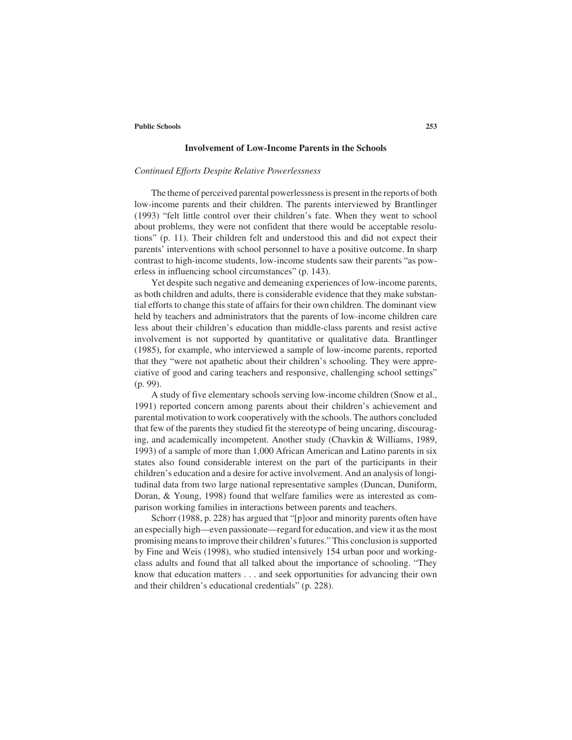## Involvement of Low-Income Parents in the Schools

### *Continued Efforts Despite Relative Powerlessness*

The theme of perceived parental powerlessness is present in the reports of both low-income parents and their children. The parents interviewed by Brantlinger (1993) "felt little control over their children's fate. When they went to school about problems, they were not confident that there would be acceptable resolutions" (p. 11). Their children felt and understood this and did not expect their parents' interventions with school personnel to have a positive outcome. In sharp contrast to high-income students, low-income students saw their parents "as powerless in influencing school circumstances" (p. 143).

Yet despite such negative and demeaning experiences of low-income parents, as both children and adults, there is considerable evidence that they make substantial efforts to change this state of affairs for their own children. The dominant view held by teachers and administrators that the parents of low-income children care less about their children's education than middle-class parents and resist active involvement is not supported by quantitative or qualitative data. Brantlinger (1985), for example, who interviewed a sample of low-income parents, reported that they "were not apathetic about their children's schooling. They were appreciative of good and caring teachers and responsive, challenging school settings" (p. 99).

A study of five elementary schools serving low-income children (Snow et al., 1991) reported concern among parents about their children's achievement and parental motivation to work cooperatively with the schools. The authors concluded that few of the parents they studied fit the stereotype of being uncaring, discouraging, and academically incompetent. Another study (Chavkin & Williams, 1989, 1993) of a sample of more than 1,000 African American and Latino parents in six states also found considerable interest on the part of the participants in their children's education and a desire for active involvement. And an analysis of longitudinal data from two large national representative samples (Duncan, Duniform, Doran, & Young, 1998) found that welfare families were as interested as comparison working families in interactions between parents and teachers.

Schorr (1988, p. 228) has argued that "[p]oor and minority parents often have an especially high—even passionate—regard for education, and view it as the most promising means to improve their children's futures." This conclusion is supported by Fine and Weis (1998), who studied intensively 154 urban poor and working-class adults and found that all talked about the importance of schooling. "They know that education matters . . . and seek opportunities for advancing their own and their children's educational credentials" (p. 228).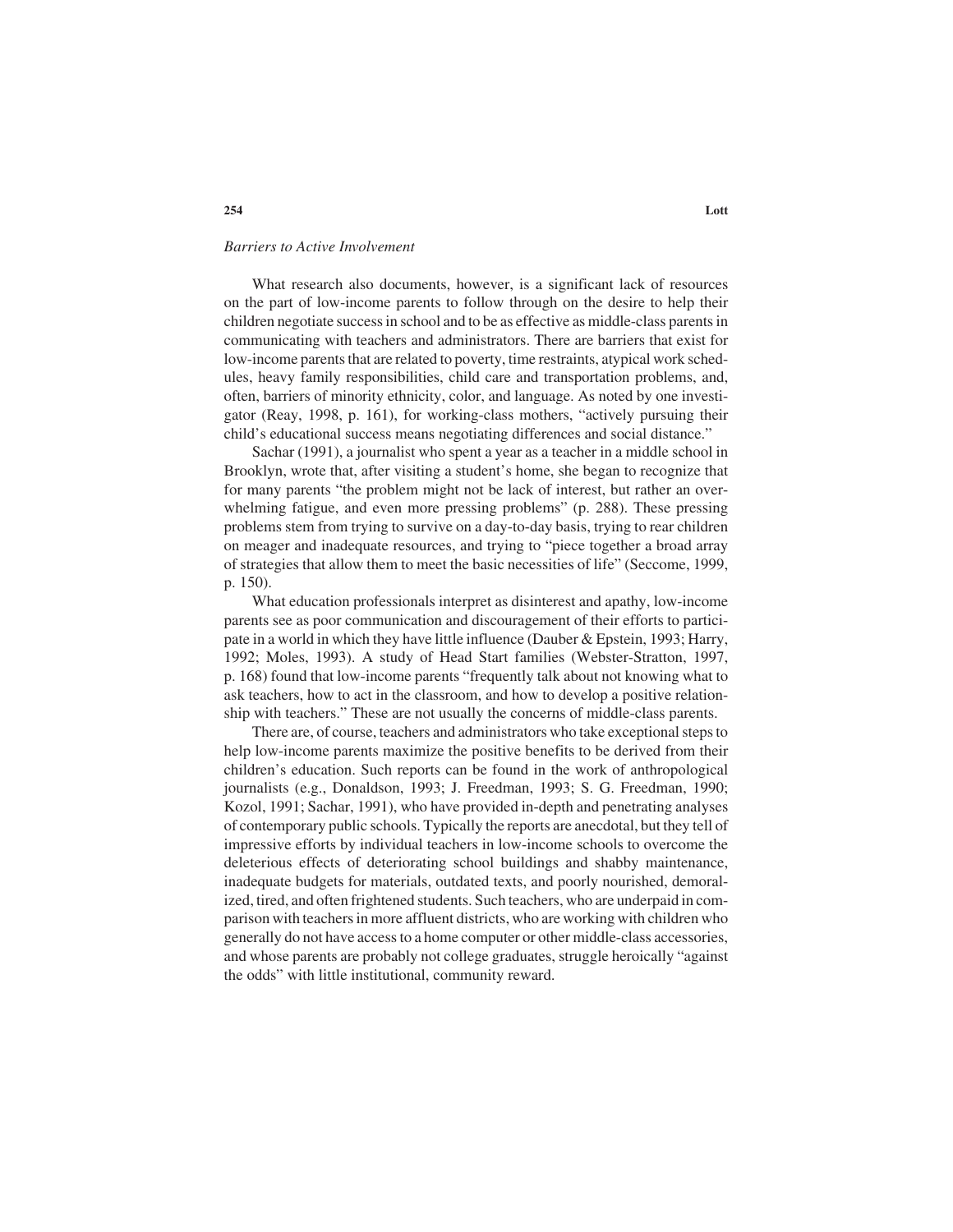*Barriers to Active Involvement*

What research also documents, however, is a significant lack of resources on the part of low-income parents to follow through on the desire to help their children negotiate success in school and to be as effective as middle-class parents in communicating with teachers and administrators. There are barriers that exist for low-income parents that are related to poverty, time restraints, atypical work schedules, heavy family responsibilities, child care and transportation problems, and, often, barriers of minority ethnicity, color, and language. As noted by one investigator (Reay, 1998, p. 161), for working-class mothers, "actively pursuing their child's educational success means negotiating differences and social distance."

Sachar (1991), a journalist who spent a year as a teacher in a middle school in Brooklyn, wrote that, after visiting a student's home, she began to recognize that for many parents "the problem might not be lack of interest, but rather an overwhelming fatigue, and even more pressing problems" (p. 288). These pressing problems stem from trying to survive on a day-to-day basis, trying to rear children on meager and inadequate resources, and trying to "piece together a broad array of strategies that allow them to meet the basic necessities of life" (Seccome, 1999, p. 150).

What education professionals interpret as disinterest and apathy, low-income parents see as poor communication and discouragement of their efforts to participate in a world in which they have little influence (Dauber & Epstein, 1993; Harry, 1992; Moles, 1993). A study of Head Start families (Webster-Stratton, 1997, p. 168) found that low-income parents "frequently talk about not knowing what to ask teachers, how to act in the classroom, and how to develop a positive relationship with teachers." These are not usually the concerns of middle-class parents.

There are, of course, teachers and administrators who take exceptional steps to help low-income parents maximize the positive benefits to be derived from their children's education. Such reports can be found in the work of anthropological journalists (e.g., Donaldson, 1993; J. Freedman, 1993; S. G. Freedman, 1990; Kozol, 1991; Sachar, 1991), who have provided in-depth and penetrating analyses of contemporary public schools. Typically the reports are anecdotal, but they tell of impressive efforts by individual teachers in low-income schools to overcome the deleterious effects of deteriorating school buildings and shabby maintenance, inadequate budgets for materials, outdated texts, and poorly nourished, demoralized, tired, and often frightened students. Such teachers, who are underpaid in comparison with teachers in more affluent districts, who are working with children who generally do not have access to a home computer or other middle-class accessories, and whose parents are probably not college graduates, struggle heroically "against the odds" with little institutional, community reward.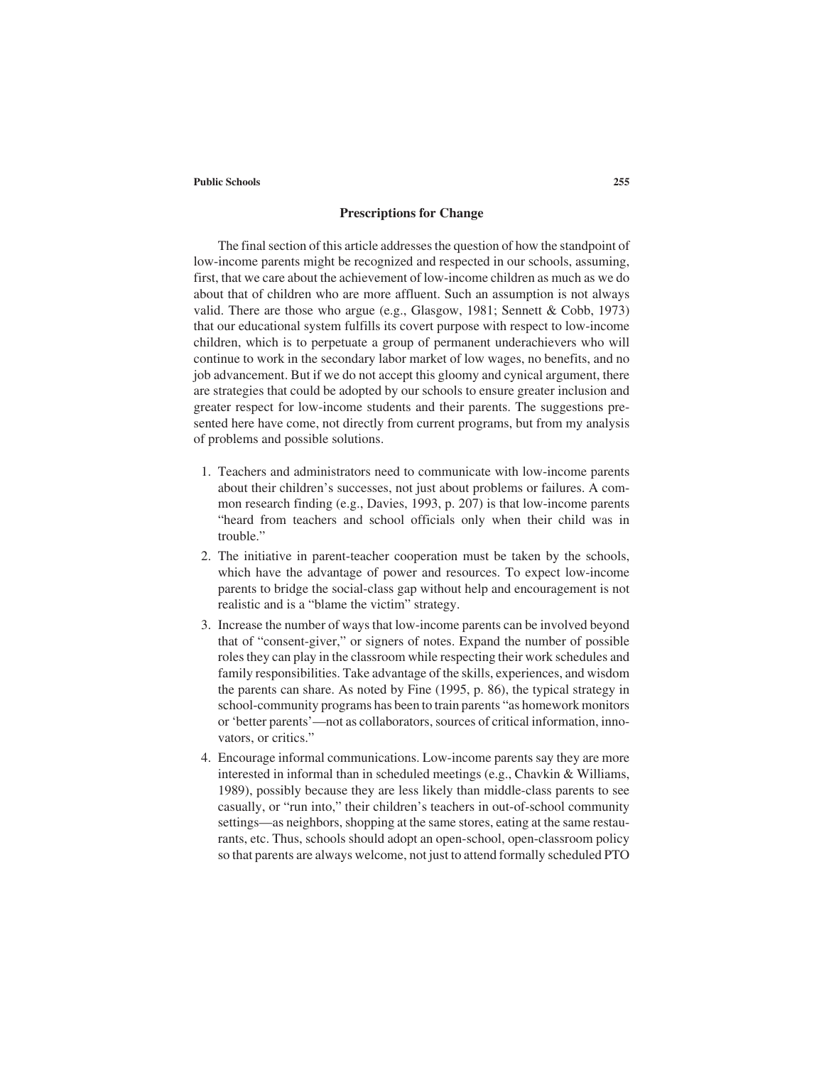## Prescriptions for Change

The final section of this article addresses the question of how the standpoint of low-income parents might be recognized and respected in our schools, assuming, first, that we care about the achievement of low-income children as much as we do about that of children who are more affluent. Such an assumption is not always valid. There are those who argue (e.g., Glasgow, 1981; Sennett & Cobb, 1973) that our educational system fulfills its covert purpose with respect to low-income children, which is to perpetuate a group of permanent underachievers who will continue to work in the secondary labor market of low wages, no benefits, and no job advancement. But if we do not accept this gloomy and cynical argument, there are strategies that could be adopted by our schools to ensure greater inclusion and greater respect for low-income students and their parents. The suggestions presented here have come, not directly from current programs, but from my analysis of problems and possible solutions.

1. Teachers and administrators need to communicate with low-income parents about their children's successes, not just about problems or failures. A common research finding (e.g., Davies, 1993, p. 207) is that low-income parents "heard from teachers and school officials only when their child was in trouble."
2. The initiative in parent-teacher cooperation must be taken by the schools, which have the advantage of power and resources. To expect low-income parents to bridge the social-class gap without help and encouragement is not realistic and is a "blame the victim" strategy.
3. Increase the number of ways that low-income parents can be involved beyond that of "consent-giver," or signers of notes. Expand the number of possible roles they can play in the classroom while respecting their work schedules and family responsibilities. Take advantage of the skills, experiences, and wisdom the parents can share. As noted by Fine (1995, p. 86), the typical strategy in school-community programs has been to train parents "as homework monitors or 'better parents'—not as collaborators, sources of critical information, innovators, or critics."
4. Encourage informal communications. Low-income parents say they are more interested in informal than in scheduled meetings (e.g., Chavkin & Williams, 1989), possibly because they are less likely than middle-class parents to see casually, or "run into," their children's teachers in out-of-school community settings—as neighbors, shopping at the same stores, eating at the same restaurants, etc. Thus, schools should adopt an open-school, open-classroom policy so that parents are always welcome, not just to attend formally scheduled PTO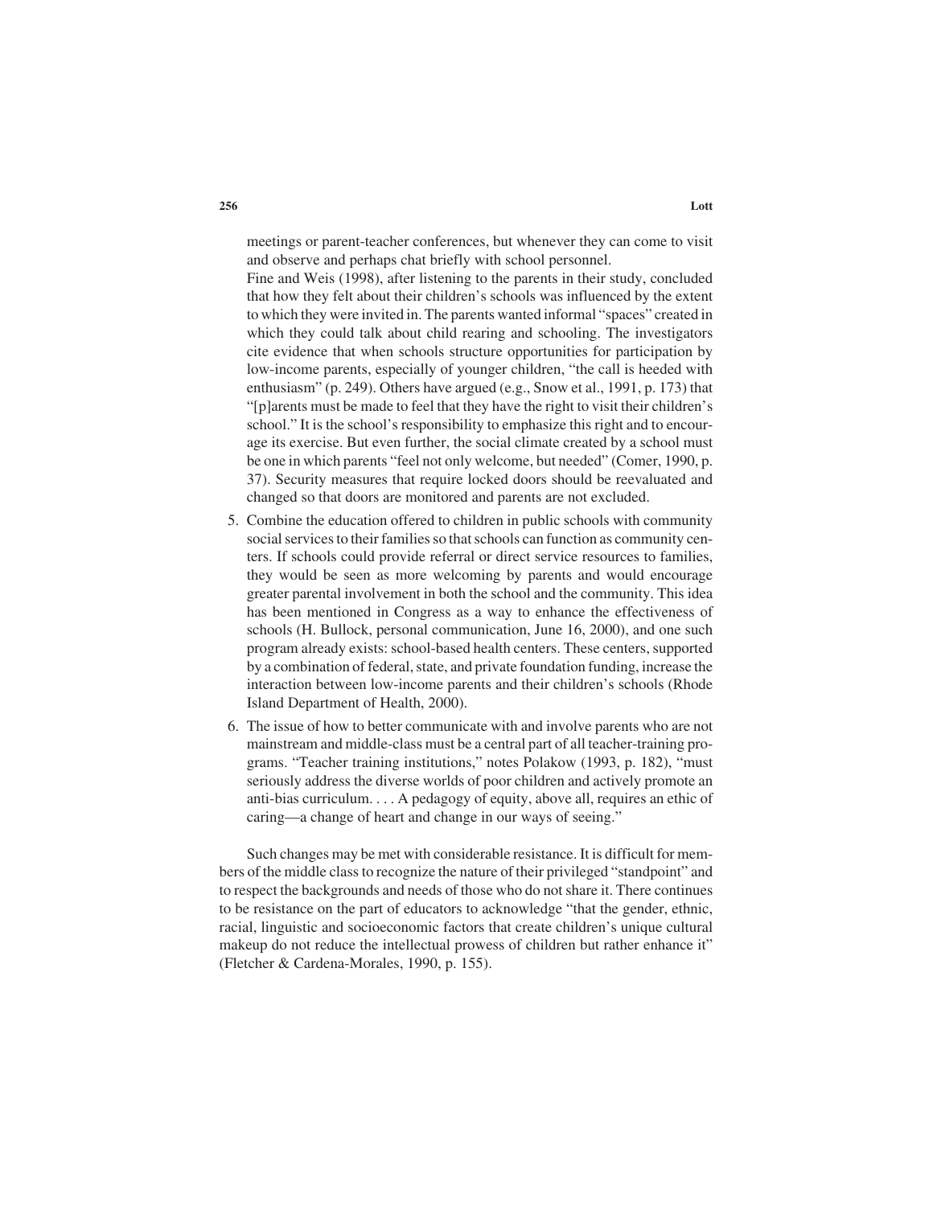meetings or parent-teacher conferences, but whenever they can come to visit and observe and perhaps chat briefly with school personnel.

Fine and Weis (1998), after listening to the parents in their study, concluded that how they felt about their children's schools was influenced by the extent to which they were invited in. The parents wanted informal "spaces" created in which they could talk about child rearing and schooling. The investigators cite evidence that when schools structure opportunities for participation by low-income parents, especially of younger children, "the call is heeded with enthusiasm" (p. 249). Others have argued (e.g., Snow et al., 1991, p. 173) that "[p]arents must be made to feel that they have the right to visit their children's school." It is the school's responsibility to emphasize this right and to encourage its exercise. But even further, the social climate created by a school must be one in which parents "feel not only welcome, but needed" (Comer, 1990, p. 37). Security measures that require locked doors should be reevaluated and changed so that doors are monitored and parents are not excluded.

5. Combine the education offered to children in public schools with community social services to their families so that schools can function as community centers. If schools could provide referral or direct service resources to families, they would be seen as more welcoming by parents and would encourage greater parental involvement in both the school and the community. This idea has been mentioned in Congress as a way to enhance the effectiveness of schools (H. Bullock, personal communication, June 16, 2000), and one such program already exists: school-based health centers. These centers, supported by a combination of federal, state, and private foundation funding, increase the interaction between low-income parents and their children's schools (Rhode Island Department of Health, 2000).
6. The issue of how to better communicate with and involve parents who are not mainstream and middle-class must be a central part of all teacher-training programs. "Teacher training institutions," notes Polakow (1993, p. 182), "must seriously address the diverse worlds of poor children and actively promote an anti-bias curriculum. . . . A pedagogy of equity, above all, requires an ethic of caring—a change of heart and change in our ways of seeing."

Such changes may be met with considerable resistance. It is difficult for members of the middle class to recognize the nature of their privileged "standpoint" and to respect the backgrounds and needs of those who do not share it. There continues to be resistance on the part of educators to acknowledge "that the gender, ethnic, racial, linguistic and socioeconomic factors that create children's unique cultural makeup do not reduce the intellectual prowess of children but rather enhance it" (Fletcher & Cardena-Morales, 1990, p. 155).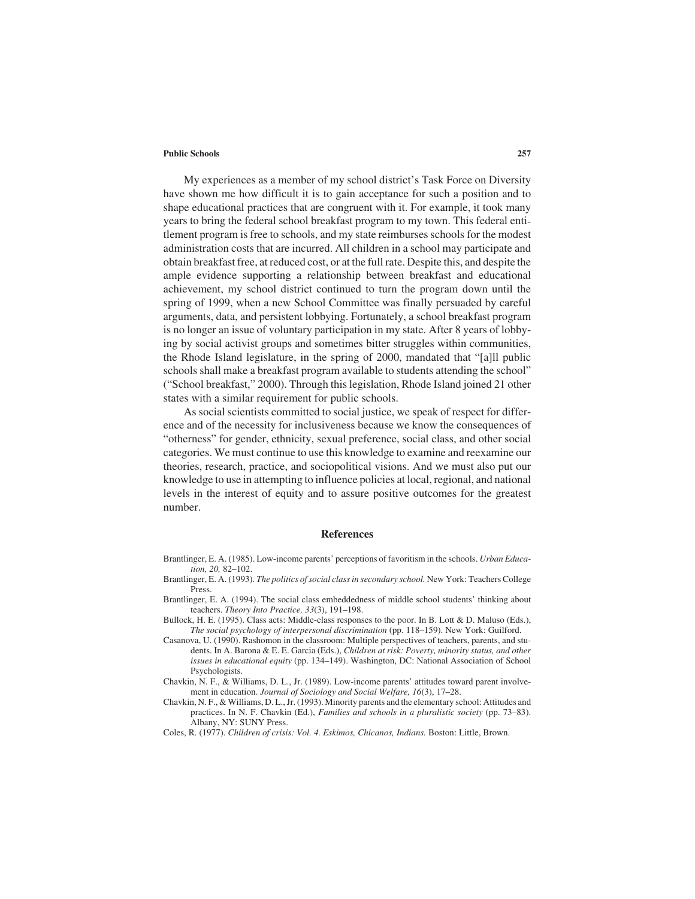My experiences as a member of my school district's Task Force on Diversity have shown me how difficult it is to gain acceptance for such a position and to shape educational practices that are congruent with it. For example, it took many years to bring the federal school breakfast program to my town. This federal entitlement program is free to schools, and my state reimburses schools for the modest administration costs that are incurred. All children in a school may participate and obtain breakfast free, at reduced cost, or at the full rate. Despite this, and despite the ample evidence supporting a relationship between breakfast and educational achievement, my school district continued to turn the program down until the spring of 1999, when a new School Committee was finally persuaded by careful arguments, data, and persistent lobbying. Fortunately, a school breakfast program is no longer an issue of voluntary participation in my state. After 8 years of lobbying by social activist groups and sometimes bitter struggles within communities, the Rhode Island legislature, in the spring of 2000, mandated that "[a]ll public schools shall make a breakfast program available to students attending the school" ("School breakfast," 2000). Through this legislation, Rhode Island joined 21 other states with a similar requirement for public schools.

As social scientists committed to social justice, we speak of respect for difference and of the necessity for inclusiveness because we know the consequences of "otherness" for gender, ethnicity, sexual preference, social class, and other social categories. We must continue to use this knowledge to examine and reexamine our theories, research, practice, and sociopolitical visions. And we must also put our knowledge to use in attempting to influence policies at local, regional, and national levels in the interest of equity and to assure positive outcomes for the greatest number.

## References

Brantlinger, E. A. (1985). Low-income parents' perceptions of favoritism in the schools. *Urban Education, 20,* 82–102.

Brantlinger, E. A. (1993). *The politics of social class in secondary school.* New York: Teachers College Press.

Brantlinger, E. A. (1994). The social class embeddedness of middle school students' thinking about teachers. *Theory Into Practice, 33*(3), 191–198.

Bullock, H. E. (1995). Class acts: Middle-class responses to the poor. In B. Lott & D. Maluso (Eds.), *The social psychology of interpersonal discrimination* (pp. 118–159). New York: Guilford.

Casanova, U. (1990). Rashomon in the classroom: Multiple perspectives of teachers, parents, and students. In A. Barona & E. E. Garcia (Eds.), *Children at risk: Poverty, minority status, and other issues in educational equity* (pp. 134–149). Washington, DC: National Association of School Psychologists.

Chavkin, N. F., & Williams, D. L., Jr. (1989). Low-income parents' attitudes toward parent involvement in education. *Journal of Sociology and Social Welfare, 16*(3), 17–28.

Chavkin, N. F., & Williams, D. L., Jr. (1993). Minority parents and the elementary school: Attitudes and practices. In N. F. Chavkin (Ed.), *Families and schools in a pluralistic society* (pp. 73–83). Albany, NY: SUNY Press.

Coles, R. (1977). *Children of crisis: Vol. 4. Eskimos, Chicanos, Indians.* Boston: Little, Brown.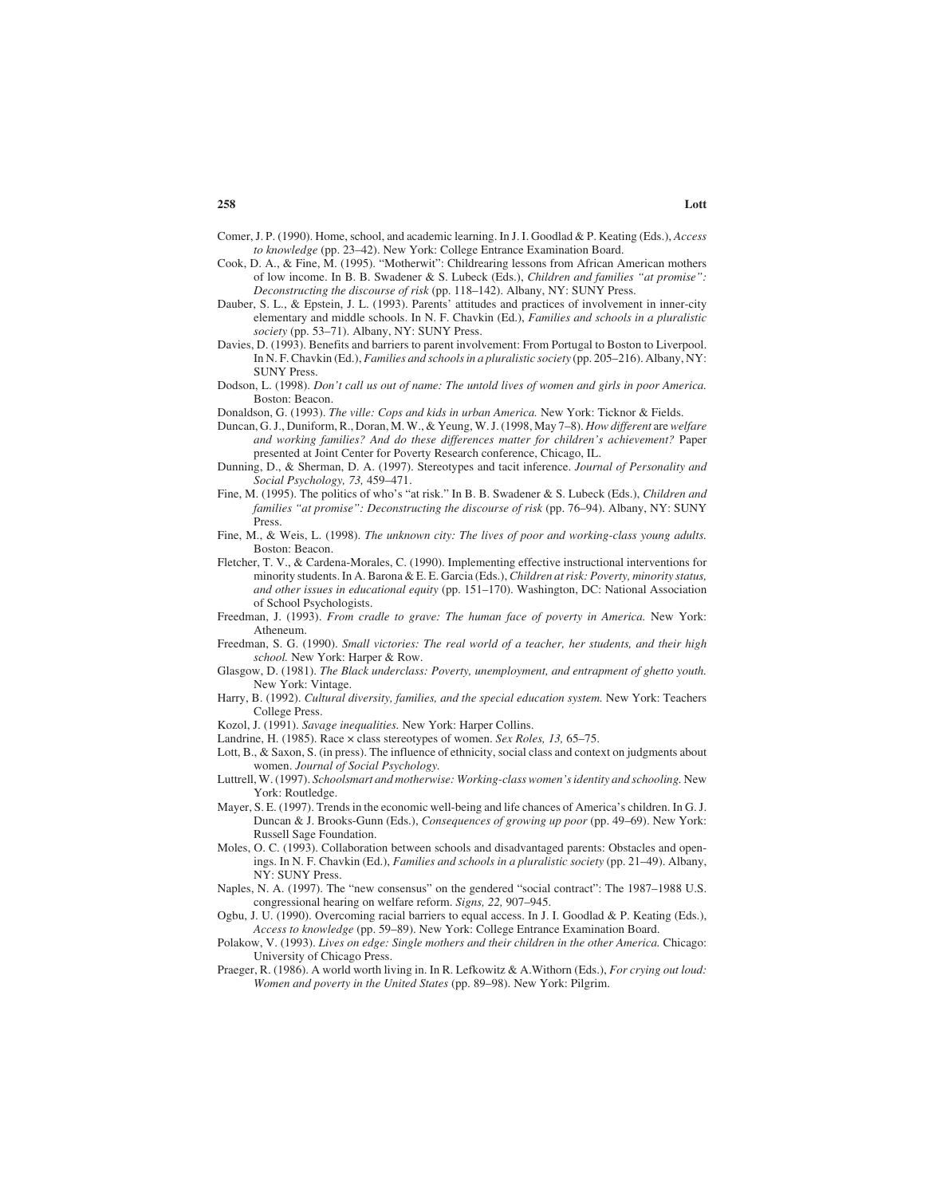Comer, J. P. (1990). Home, school, and academic learning. In J. I. Goodlad & P. Keating (Eds.), *Access to knowledge* (pp. 23–42). New York: College Entrance Examination Board.

Cook, D. A., & Fine, M. (1995). "Motherwit": Childrearing lessons from African American mothers of low income. In B. B. Swadener & S. Lubeck (Eds.), *Children and families "at promise": Deconstructing the discourse of risk* (pp. 118–142). Albany, NY: SUNY Press.

Dauber, S. L., & Epstein, J. L. (1993). Parents' attitudes and practices of involvement in inner-city elementary and middle schools. In N. F. Chavkin (Ed.), *Families and schools in a pluralistic society* (pp. 53–71). Albany, NY: SUNY Press.

Davies, D. (1993). Benefits and barriers to parent involvement: From Portugal to Boston to Liverpool. In N. F. Chavkin (Ed.), *Families and schools in a pluralistic society* (pp. 205–216). Albany, NY: SUNY Press.

Dodson, L. (1998). *Don't call us out of name: The untold lives of women and girls in poor America.* Boston: Beacon.

Donaldson, G. (1993). *The ville: Cops and kids in urban America.* New York: Ticknor & Fields.

Duncan, G. J., Duniform, R., Doran, M. W., & Yeung, W. J. (1998, May 7–8). *How different* are *welfare and working families? And do these differences matter for children's achievement?* Paper presented at Joint Center for Poverty Research conference, Chicago, IL.

Dunning, D., & Sherman, D. A. (1997). Stereotypes and tacit inference. *Journal of Personality and Social Psychology, 73,* 459–471.

Fine, M. (1995). The politics of who's "at risk." In B. B. Swadener & S. Lubeck (Eds.), *Children and families "at promise": Deconstructing the discourse of risk* (pp. 76–94). Albany, NY: SUNY Press.

Fine, M., & Weis, L. (1998). *The unknown city: The lives of poor and working-class young adults.* Boston: Beacon.

Fletcher, T. V., & Cardena-Morales, C. (1990). Implementing effective instructional interventions for minority students. In A. Barona & E. E. Garcia (Eds.), *Children at risk: Poverty, minority status, and other issues in educational equity* (pp. 151–170). Washington, DC: National Association of School Psychologists.

Freedman, J. (1993). *From cradle to grave: The human face of poverty in America.* New York: Atheneum.

Freedman, S. G. (1990). *Small victories: The real world of a teacher, her students, and their high school.* New York: Harper & Row.

Glasgow, D. (1981). *The Black underclass: Poverty, unemployment, and entrapment of ghetto youth.* New York: Vintage.

Harry, B. (1992). *Cultural diversity, families, and the special education system.* New York: Teachers College Press.

Kozol, J. (1991). *Savage inequalities.* New York: Harper Collins.

Landrine, H. (1985). Race × class stereotypes of women. *Sex Roles, 13,* 65–75.

Lott, B., & Saxon, S. (in press). The influence of ethnicity, social class and context on judgments about women. *Journal of Social Psychology.*

Luttrell, W. (1997). *Schoolsmart and motherwise: Working-class women's identity and schooling.* New York: Routledge.

Mayer, S. E. (1997). Trends in the economic well-being and life chances of America's children. In G. J. Duncan & J. Brooks-Gunn (Eds.), *Consequences of growing up poor* (pp. 49–69). New York: Russell Sage Foundation.

Moles, O. C. (1993). Collaboration between schools and disadvantaged parents: Obstacles and openings. In N. F. Chavkin (Ed.), *Families and schools in a pluralistic society* (pp. 21–49). Albany, NY: SUNY Press.

Naples, N. A. (1997). The "new consensus" on the gendered "social contract": The 1987–1988 U.S. congressional hearing on welfare reform. *Signs, 22,* 907–945.

Ogbu, J. U. (1990). Overcoming racial barriers to equal access. In J. I. Goodlad & P. Keating (Eds.), *Access to knowledge* (pp. 59–89). New York: College Entrance Examination Board.

Polakow, V. (1993). *Lives on edge: Single mothers and their children in the other America.* Chicago: University of Chicago Press.

Praeger, R. (1986). A world worth living in. In R. Lefkowitz & A. Withorn (Eds.), *For crying out loud: Women and poverty in the United States* (pp. 89–98). New York: Pilgrim.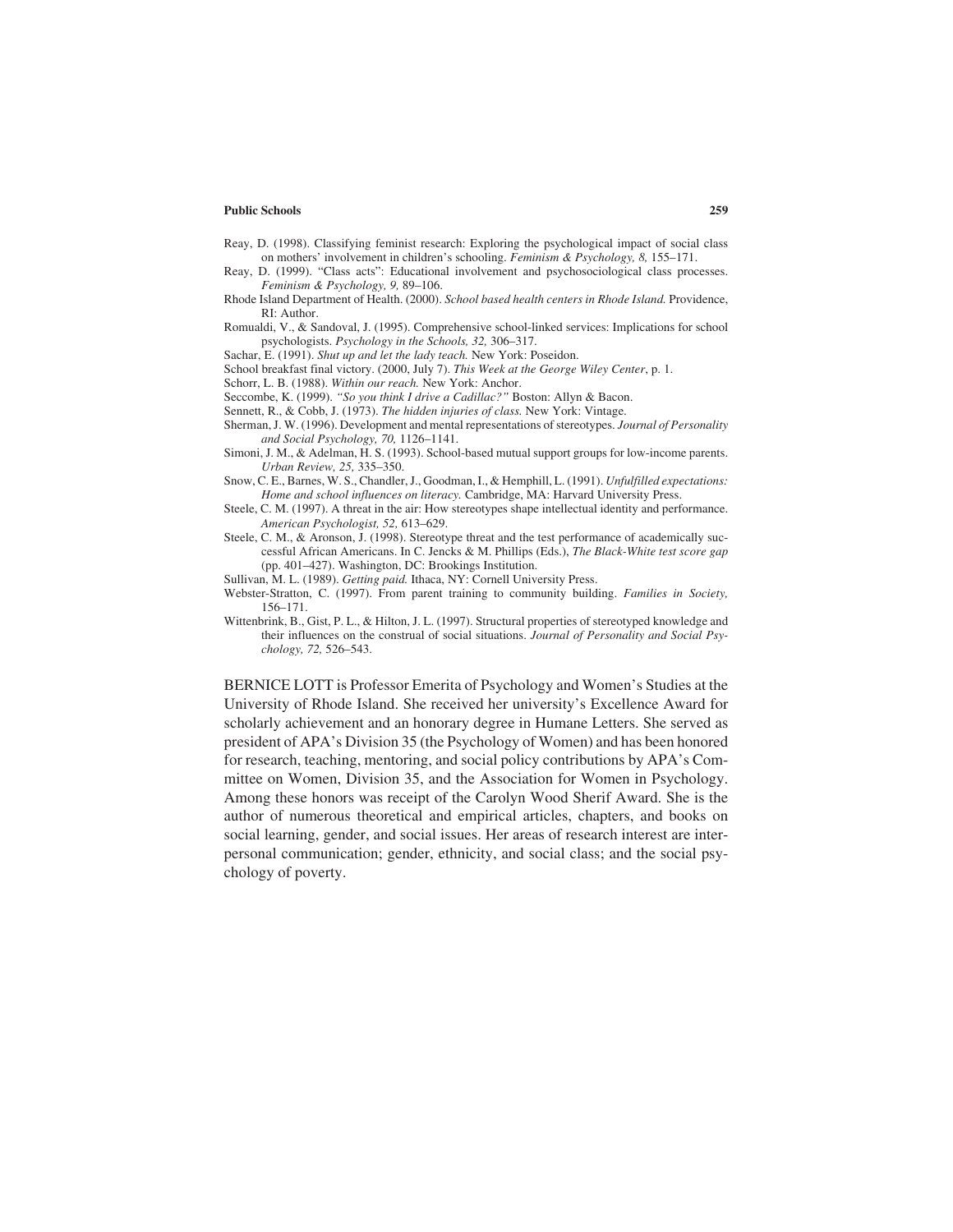Reay, D. (1998). Classifying feminist research: Exploring the psychological impact of social class on mothers' involvement in children's schooling. *Feminism & Psychology, 8,* 155–171.

Reay, D. (1999). "Class acts": Educational involvement and psychosociological class processes. *Feminism & Psychology, 9,* 89–106.

Rhode Island Department of Health. (2000). *School based health centers in Rhode Island.* Providence, RI: Author.

Romualdi, V., & Sandoval, J. (1995). Comprehensive school-linked services: Implications for school psychologists. *Psychology in the Schools, 32,* 306–317.

Sachar, E. (1991). *Shut up and let the lady teach.* New York: Poseidon.

School breakfast final victory. (2000, July 7). *This Week at the George Wiley Center*, p. 1.

Schorr, L. B. (1988). *Within our reach.* New York: Anchor.

Seccombe, K. (1999). *"So you think I drive a Cadillac?"* Boston: Allyn & Bacon.

Sennett, R., & Cobb, J. (1973). *The hidden injuries of class.* New York: Vintage.

Sherman, J. W. (1996). Development and mental representations of stereotypes. *Journal of Personality and Social Psychology, 70,* 1126–1141.

Simoni, J. M., & Adelman, H. S. (1993). School-based mutual support groups for low-income parents. *Urban Review, 25,* 335–350.

Snow, C. E., Barnes, W. S., Chandler, J., Goodman, I., & Hemphill, L. (1991). *Unfulfilled expectations: Home and school influences on literacy.* Cambridge, MA: Harvard University Press.

Steele, C. M. (1997). A threat in the air: How stereotypes shape intellectual identity and performance. *American Psychologist, 52,* 613–629.

Steele, C. M., & Aronson, J. (1998). Stereotype threat and the test performance of academically successful African Americans. In C. Jencks & M. Phillips (Eds.), *The Black-White test score gap* (pp. 401–427). Washington, DC: Brookings Institution.

Sullivan, M. L. (1989). *Getting paid.* Ithaca, NY: Cornell University Press.

Webster-Stratton, C. (1997). From parent training to community building. *Families in Society,* 156–171.

Wittenbrink, B., Gist, P. L., & Hilton, J. L. (1997). Structural properties of stereotyped knowledge and their influences on the construal of social situations. *Journal of Personality and Social Psychology, 72,* 526–543.

BERNICE LOTT is Professor Emerita of Psychology and Women's Studies at the University of Rhode Island. She received her university's Excellence Award for scholarly achievement and an honorary degree in Humane Letters. She served as president of APA's Division 35 (the Psychology of Women) and has been honored for research, teaching, mentoring, and social policy contributions by APA's Committee on Women, Division 35, and the Association for Women in Psychology. Among these honors was receipt of the Carolyn Wood Sherif Award. She is the author of numerous theoretical and empirical articles, chapters, and books on social learning, gender, and social issues. Her areas of research interest are interpersonal communication; gender, ethnicity, and social class; and the social psychology of poverty.